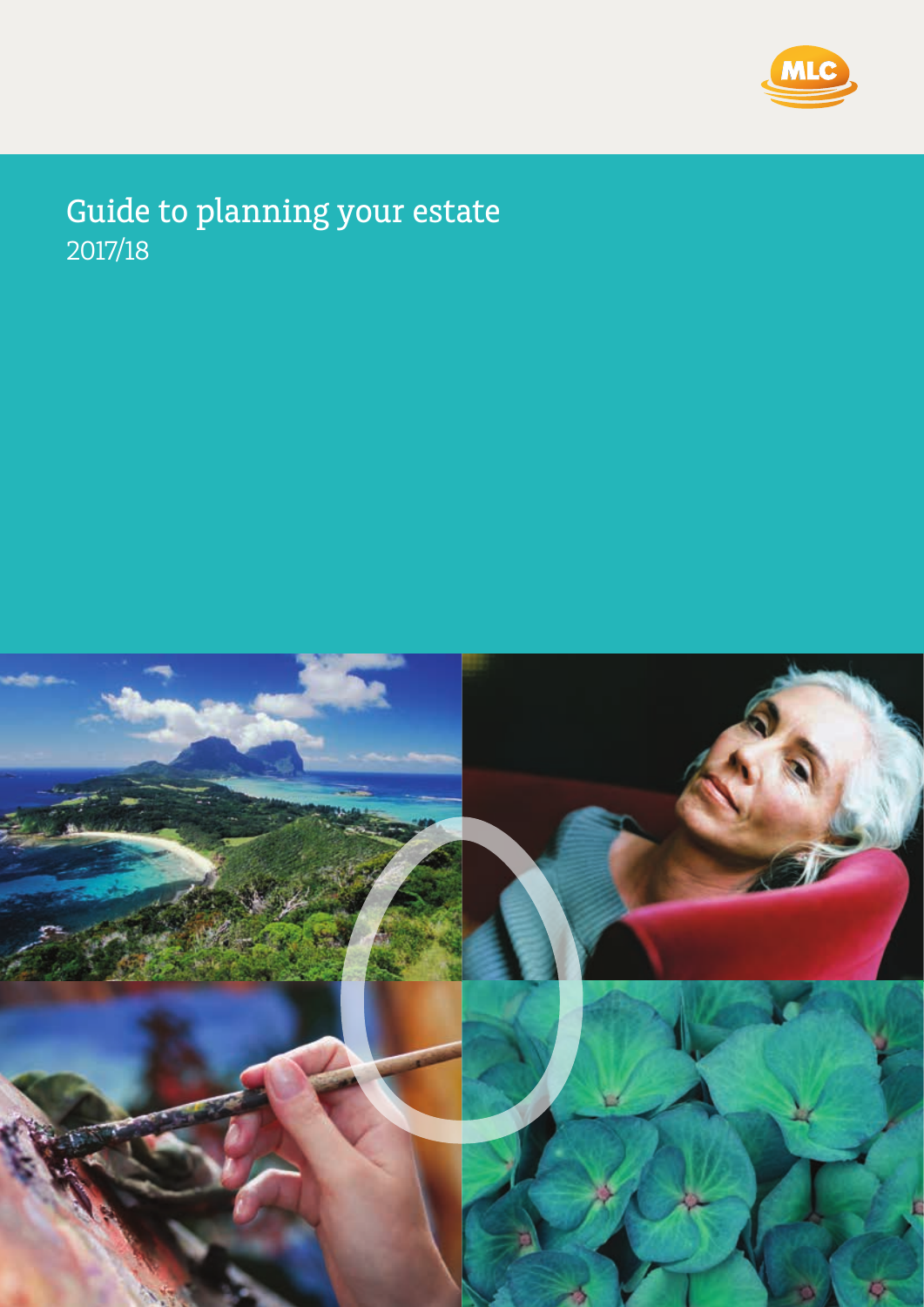MLC

# Guide to planning your estate

2017/18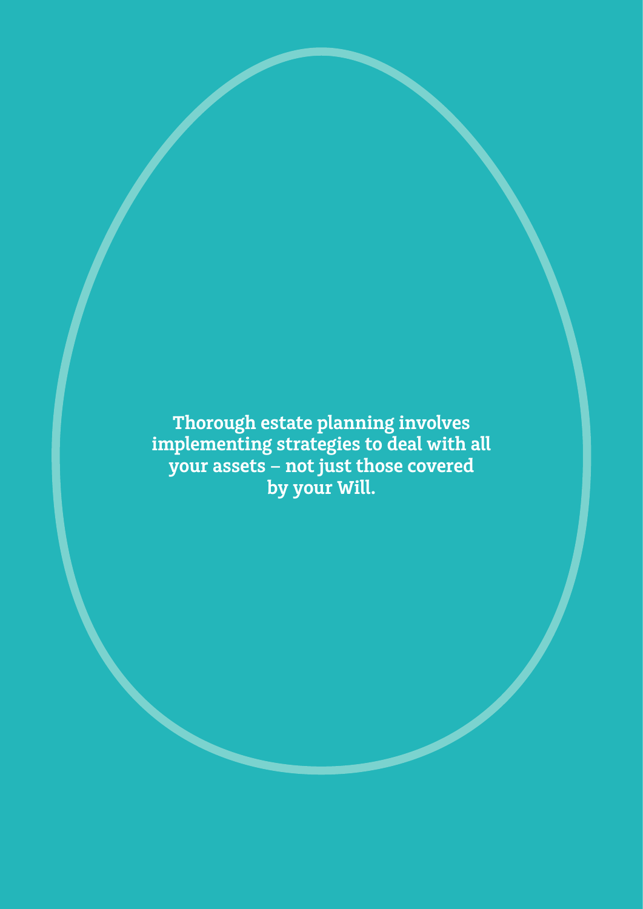**Thorough estate planning involves implementing strategies to deal with all your assets – not just those covered by your Will.**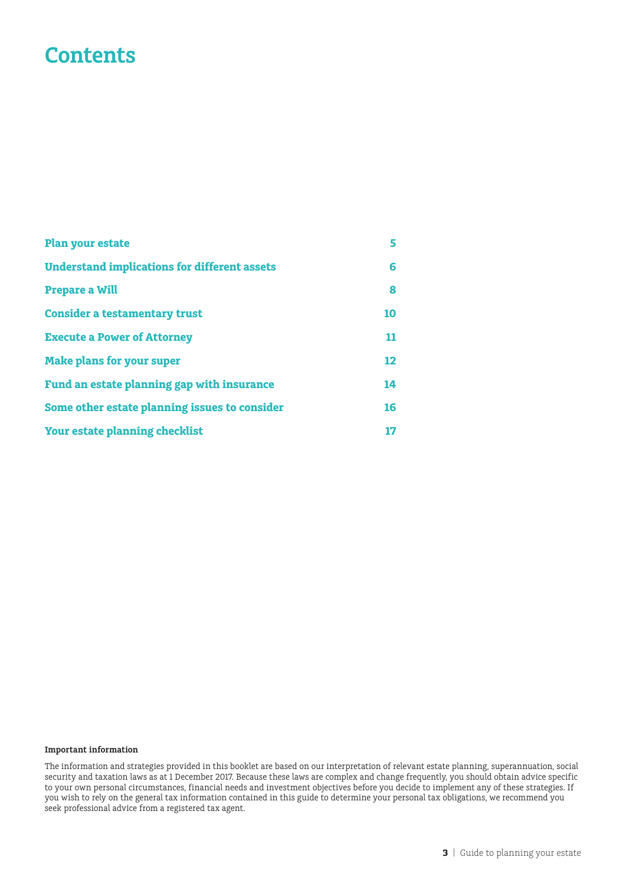# Contents

| | |
|---|---|
| **Plan your estate** | **5** |
| **Understand implications for different assets** | **6** |
| **Prepare a Will** | **8** |
| **Consider a testamentary trust** | **10** |
| **Execute a Power of Attorney** | **11** |
| **Make plans for your super** | **12** |
| **Fund an estate planning gap with insurance** | **14** |
| **Some other estate planning issues to consider** | **16** |
| **Your estate planning checklist** | **17** |

**Important information**

The information and strategies provided in this booklet are based on our interpretation of relevant estate planning, superannuation, social security and taxation laws as at 1 December 2017. Because these laws are complex and change frequently, you should obtain advice specific to your own personal circumstances, financial needs and investment objectives before you decide to implement any of these strategies. If you wish to rely on the general tax information contained in this guide to determine your personal tax obligations, we recommend you seek professional advice from a registered tax agent.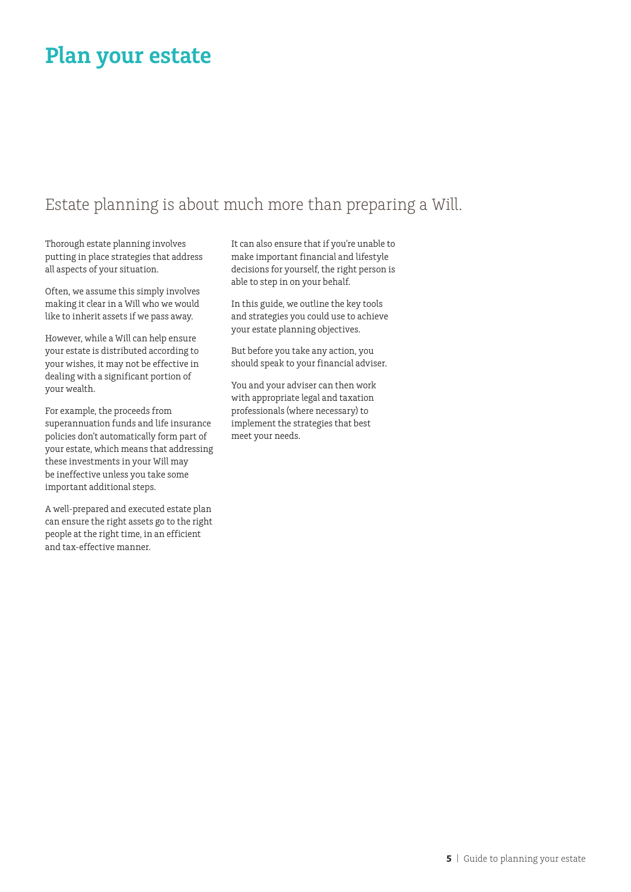# Plan your estate

## Estate planning is about much more than preparing a Will.

Thorough estate planning involves putting in place strategies that address all aspects of your situation.

Often, we assume this simply involves making it clear in a Will who we would like to inherit assets if we pass away.

However, while a Will can help ensure your estate is distributed according to your wishes, it may not be effective in dealing with a significant portion of your wealth.

For example, the proceeds from superannuation funds and life insurance policies don't automatically form part of your estate, which means that addressing these investments in your Will may be ineffective unless you take some important additional steps.

A well-prepared and executed estate plan can ensure the right assets go to the right people at the right time, in an efficient and tax-effective manner.

It can also ensure that if you're unable to make important financial and lifestyle decisions for yourself, the right person is able to step in on your behalf.

In this guide, we outline the key tools and strategies you could use to achieve your estate planning objectives.

But before you take any action, you should speak to your financial adviser.

You and your adviser can then work with appropriate legal and taxation professionals (where necessary) to implement the strategies that best meet your needs.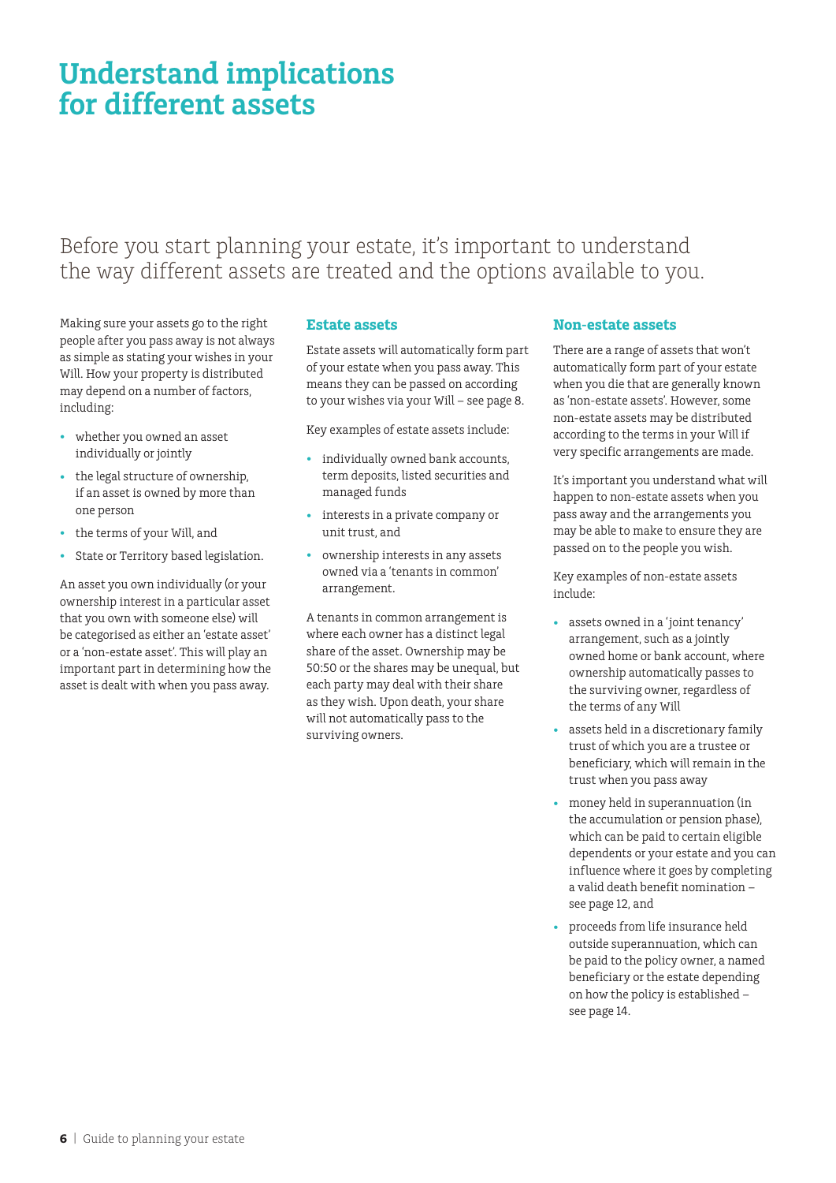# Understand implications for different assets

Before you start planning your estate, it's important to understand the way different assets are treated and the options available to you.

Making sure your assets go to the right people after you pass away is not always as simple as stating your wishes in your Will. How your property is distributed may depend on a number of factors, including:

- whether you owned an asset individually or jointly
- the legal structure of ownership, if an asset is owned by more than one person
- the terms of your Will, and
- State or Territory based legislation.

An asset you own individually (or your ownership interest in a particular asset that you own with someone else) will be categorised as either an 'estate asset' or a 'non-estate asset'. This will play an important part in determining how the asset is dealt with when you pass away.

## Estate assets

Estate assets will automatically form part of your estate when you pass away. This means they can be passed on according to your wishes via your Will – see page 8.

Key examples of estate assets include:

- individually owned bank accounts, term deposits, listed securities and managed funds
- interests in a private company or unit trust, and
- ownership interests in any assets owned via a 'tenants in common' arrangement.

A tenants in common arrangement is where each owner has a distinct legal share of the asset. Ownership may be 50:50 or the shares may be unequal, but each party may deal with their share as they wish. Upon death, your share will not automatically pass to the surviving owners.

## Non-estate assets

There are a range of assets that won't automatically form part of your estate when you die that are generally known as 'non-estate assets'. However, some non-estate assets may be distributed according to the terms in your Will if very specific arrangements are made.

It's important you understand what will happen to non-estate assets when you pass away and the arrangements you may be able to make to ensure they are passed on to the people you wish.

Key examples of non-estate assets include:

- assets owned in a 'joint tenancy' arrangement, such as a jointly owned home or bank account, where ownership automatically passes to the surviving owner, regardless of the terms of any Will
- assets held in a discretionary family trust of which you are a trustee or beneficiary, which will remain in the trust when you pass away
- money held in superannuation (in the accumulation or pension phase), which can be paid to certain eligible dependents or your estate and you can influence where it goes by completing a valid death benefit nomination – see page 12, and
- proceeds from life insurance held outside superannuation, which can be paid to the policy owner, a named beneficiary or the estate depending on how the policy is established – see page 14.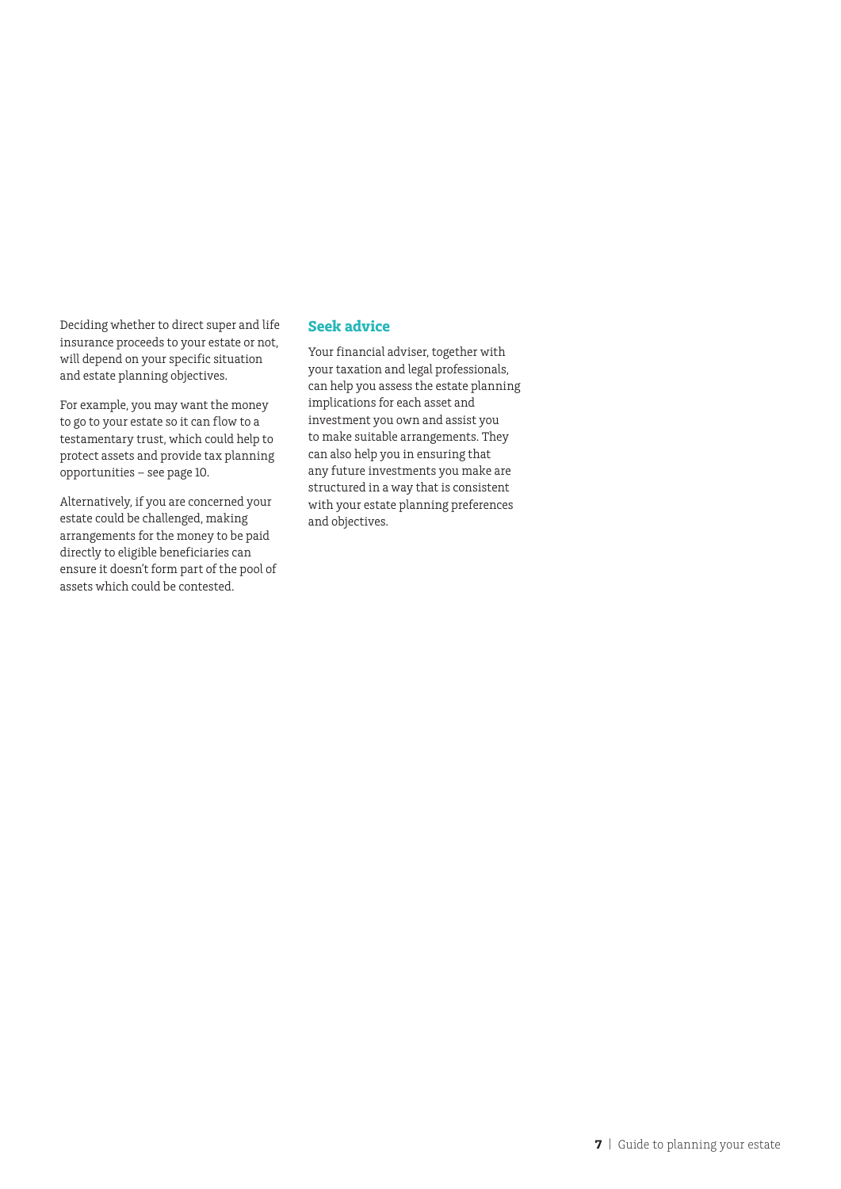Deciding whether to direct super and life insurance proceeds to your estate or not, will depend on your specific situation and estate planning objectives.

For example, you may want the money to go to your estate so it can flow to a testamentary trust, which could help to protect assets and provide tax planning opportunities – see page 10.

Alternatively, if you are concerned your estate could be challenged, making arrangements for the money to be paid directly to eligible beneficiaries can ensure it doesn't form part of the pool of assets which could be contested.

## Seek advice

Your financial adviser, together with your taxation and legal professionals, can help you assess the estate planning implications for each asset and investment you own and assist you to make suitable arrangements. They can also help you in ensuring that any future investments you make are structured in a way that is consistent with your estate planning preferences and objectives.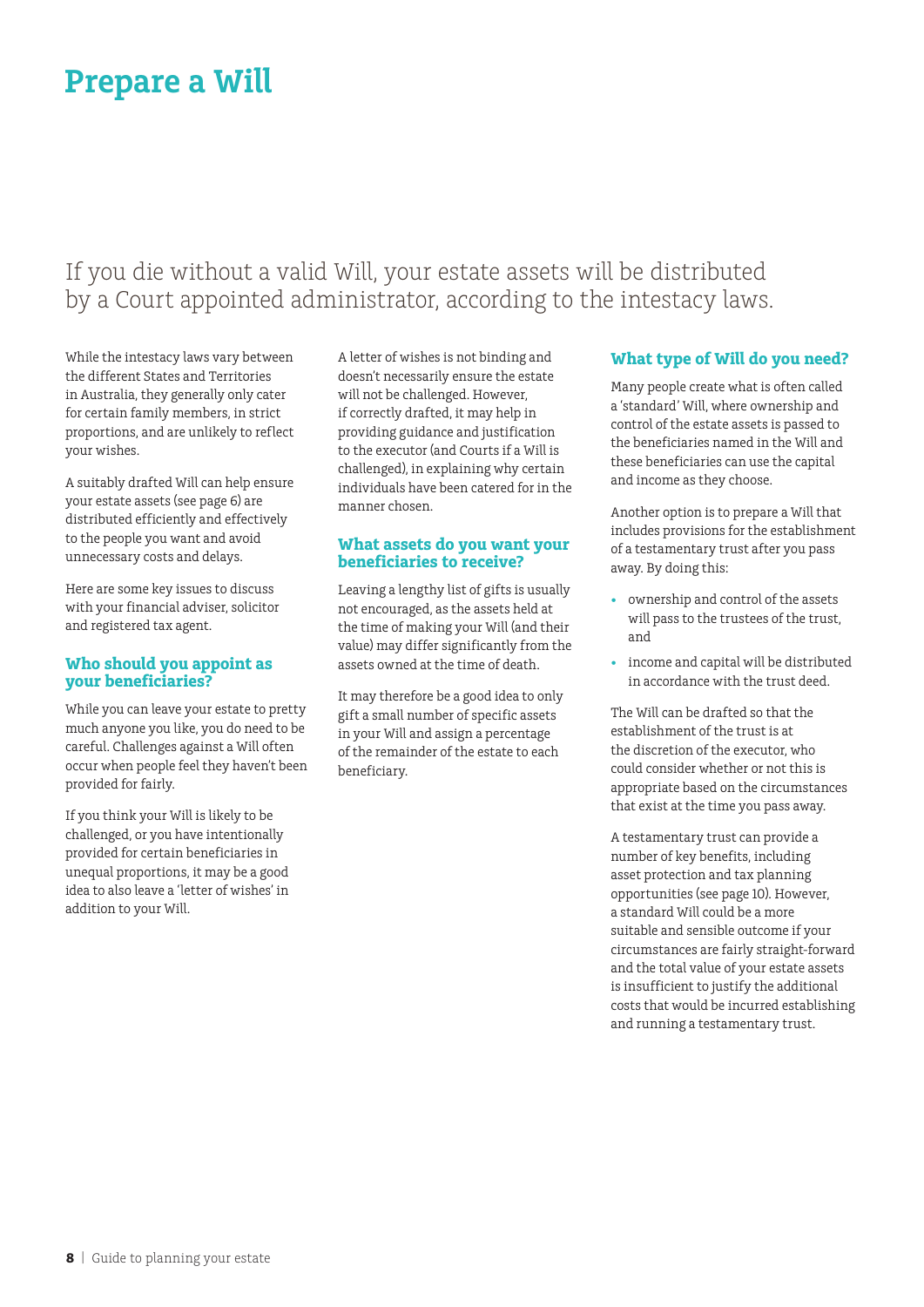# Prepare a Will

If you die without a valid Will, your estate assets will be distributed by a Court appointed administrator, according to the intestacy laws.

While the intestacy laws vary between the different States and Territories in Australia, they generally only cater for certain family members, in strict proportions, and are unlikely to reflect your wishes.

A suitably drafted Will can help ensure your estate assets (see page 6) are distributed efficiently and effectively to the people you want and avoid unnecessary costs and delays.

Here are some key issues to discuss with your financial adviser, solicitor and registered tax agent.

## Who should you appoint as your beneficiaries?

While you can leave your estate to pretty much anyone you like, you do need to be careful. Challenges against a Will often occur when people feel they haven't been provided for fairly.

If you think your Will is likely to be challenged, or you have intentionally provided for certain beneficiaries in unequal proportions, it may be a good idea to also leave a 'letter of wishes' in addition to your Will.

A letter of wishes is not binding and doesn't necessarily ensure the estate will not be challenged. However, if correctly drafted, it may help in providing guidance and justification to the executor (and Courts if a Will is challenged), in explaining why certain individuals have been catered for in the manner chosen.

## What assets do you want your beneficiaries to receive?

Leaving a lengthy list of gifts is usually not encouraged, as the assets held at the time of making your Will (and their value) may differ significantly from the assets owned at the time of death.

It may therefore be a good idea to only gift a small number of specific assets in your Will and assign a percentage of the remainder of the estate to each beneficiary.

## What type of Will do you need?

Many people create what is often called a 'standard' Will, where ownership and control of the estate assets is passed to the beneficiaries named in the Will and these beneficiaries can use the capital and income as they choose.

Another option is to prepare a Will that includes provisions for the establishment of a testamentary trust after you pass away. By doing this:

- ownership and control of the assets will pass to the trustees of the trust, and
- income and capital will be distributed in accordance with the trust deed.

The Will can be drafted so that the establishment of the trust is at the discretion of the executor, who could consider whether or not this is appropriate based on the circumstances that exist at the time you pass away.

A testamentary trust can provide a number of key benefits, including asset protection and tax planning opportunities (see page 10). However, a standard Will could be a more suitable and sensible outcome if your circumstances are fairly straight-forward and the total value of your estate assets is insufficient to justify the additional costs that would be incurred establishing and running a testamentary trust.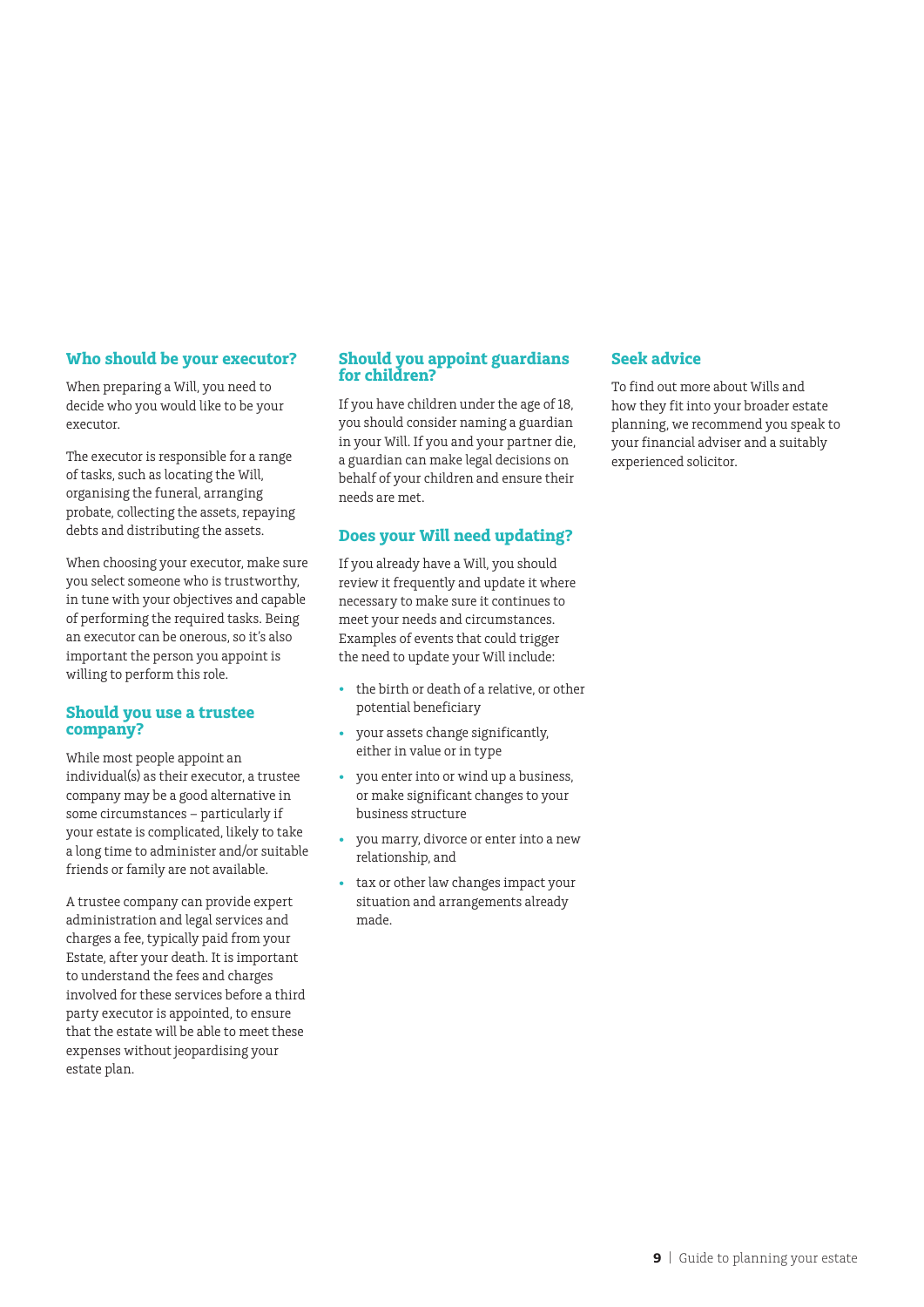## Who should be your executor?

When preparing a Will, you need to decide who you would like to be your executor.

The executor is responsible for a range of tasks, such as locating the Will, organising the funeral, arranging probate, collecting the assets, repaying debts and distributing the assets.

When choosing your executor, make sure you select someone who is trustworthy, in tune with your objectives and capable of performing the required tasks. Being an executor can be onerous, so it's also important the person you appoint is willing to perform this role.

## Should you use a trustee company?

While most people appoint an individual(s) as their executor, a trustee company may be a good alternative in some circumstances – particularly if your estate is complicated, likely to take a long time to administer and/or suitable friends or family are not available.

A trustee company can provide expert administration and legal services and charges a fee, typically paid from your Estate, after your death. It is important to understand the fees and charges involved for these services before a third party executor is appointed, to ensure that the estate will be able to meet these expenses without jeopardising your estate plan.

## Should you appoint guardians for children?

If you have children under the age of 18, you should consider naming a guardian in your Will. If you and your partner die, a guardian can make legal decisions on behalf of your children and ensure their needs are met.

## Does your Will need updating?

If you already have a Will, you should review it frequently and update it where necessary to make sure it continues to meet your needs and circumstances. Examples of events that could trigger the need to update your Will include:

- the birth or death of a relative, or other potential beneficiary
- your assets change significantly, either in value or in type
- you enter into or wind up a business, or make significant changes to your business structure
- you marry, divorce or enter into a new relationship, and
- tax or other law changes impact your situation and arrangements already made.

## Seek advice

To find out more about Wills and how they fit into your broader estate planning, we recommend you speak to your financial adviser and a suitably experienced solicitor.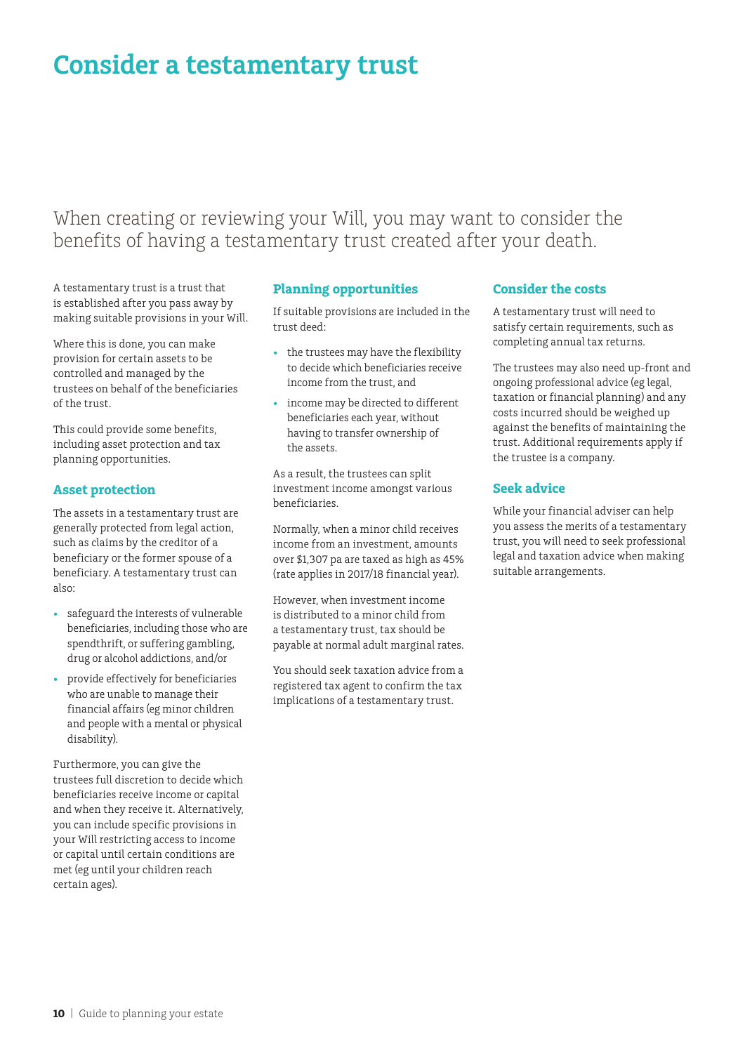# Consider a testamentary trust

When creating or reviewing your Will, you may want to consider the benefits of having a testamentary trust created after your death.

A testamentary trust is a trust that is established after you pass away by making suitable provisions in your Will.

Where this is done, you can make provision for certain assets to be controlled and managed by the trustees on behalf of the beneficiaries of the trust.

This could provide some benefits, including asset protection and tax planning opportunities.

## Asset protection

The assets in a testamentary trust are generally protected from legal action, such as claims by the creditor of a beneficiary or the former spouse of a beneficiary. A testamentary trust can also:

- safeguard the interests of vulnerable beneficiaries, including those who are spendthrift, or suffering gambling, drug or alcohol addictions, and/or
- provide effectively for beneficiaries who are unable to manage their financial affairs (eg minor children and people with a mental or physical disability).

Furthermore, you can give the trustees full discretion to decide which beneficiaries receive income or capital and when they receive it. Alternatively, you can include specific provisions in your Will restricting access to income or capital until certain conditions are met (eg until your children reach certain ages).

## Planning opportunities

If suitable provisions are included in the trust deed:

- the trustees may have the flexibility to decide which beneficiaries receive income from the trust, and
- income may be directed to different beneficiaries each year, without having to transfer ownership of the assets.

As a result, the trustees can split investment income amongst various beneficiaries.

Normally, when a minor child receives income from an investment, amounts over $1,307 pa are taxed as high as 45% (rate applies in 2017/18 financial year).

However, when investment income is distributed to a minor child from a testamentary trust, tax should be payable at normal adult marginal rates.

You should seek taxation advice from a registered tax agent to confirm the tax implications of a testamentary trust.

## Consider the costs

A testamentary trust will need to satisfy certain requirements, such as completing annual tax returns.

The trustees may also need up-front and ongoing professional advice (eg legal, taxation or financial planning) and any costs incurred should be weighed up against the benefits of maintaining the trust. Additional requirements apply if the trustee is a company.

## Seek advice

While your financial adviser can help you assess the merits of a testamentary trust, you will need to seek professional legal and taxation advice when making suitable arrangements.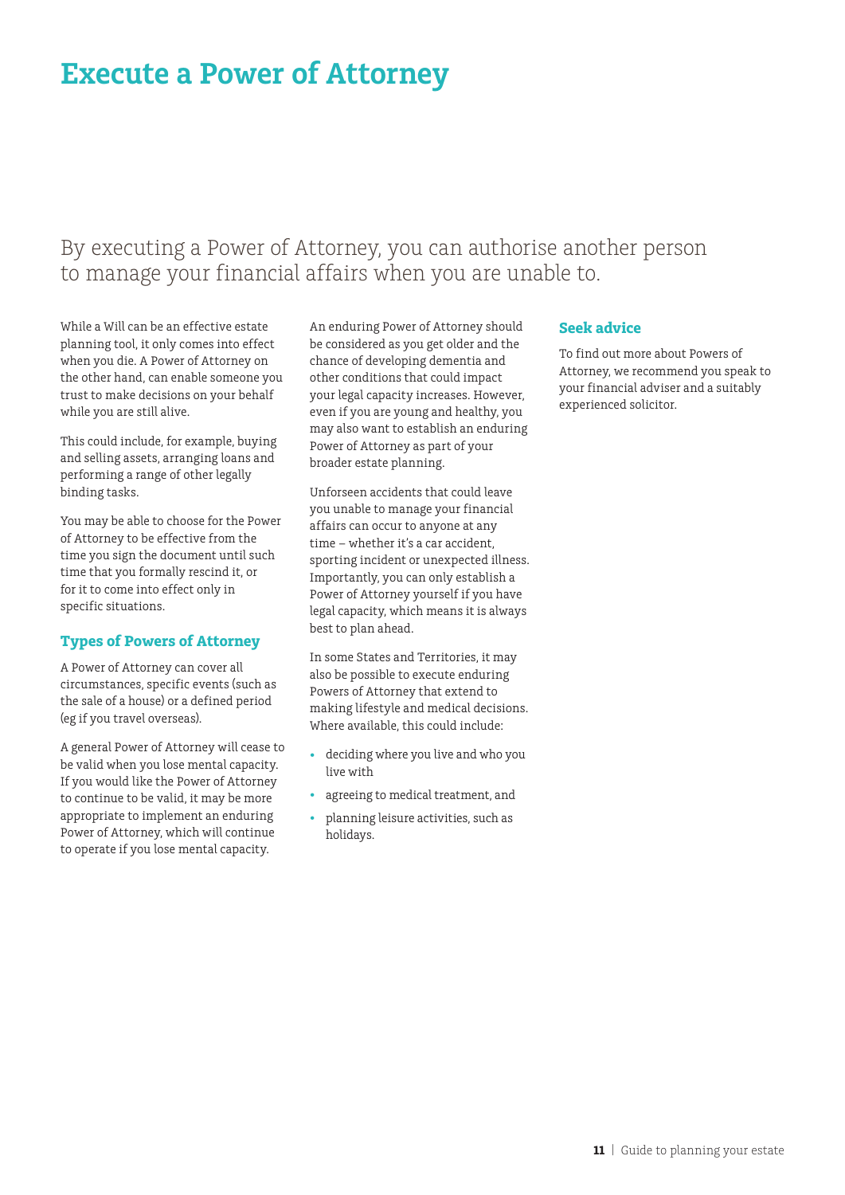# Execute a Power of Attorney

By executing a Power of Attorney, you can authorise another person to manage your financial affairs when you are unable to.

While a Will can be an effective estate planning tool, it only comes into effect when you die. A Power of Attorney on the other hand, can enable someone you trust to make decisions on your behalf while you are still alive.

This could include, for example, buying and selling assets, arranging loans and performing a range of other legally binding tasks.

You may be able to choose for the Power of Attorney to be effective from the time you sign the document until such time that you formally rescind it, or for it to come into effect only in specific situations.

## Types of Powers of Attorney

A Power of Attorney can cover all circumstances, specific events (such as the sale of a house) or a defined period (eg if you travel overseas).

A general Power of Attorney will cease to be valid when you lose mental capacity. If you would like the Power of Attorney to continue to be valid, it may be more appropriate to implement an enduring Power of Attorney, which will continue to operate if you lose mental capacity.

An enduring Power of Attorney should be considered as you get older and the chance of developing dementia and other conditions that could impact your legal capacity increases. However, even if you are young and healthy, you may also want to establish an enduring Power of Attorney as part of your broader estate planning.

Unforseen accidents that could leave you unable to manage your financial affairs can occur to anyone at any time – whether it's a car accident, sporting incident or unexpected illness. Importantly, you can only establish a Power of Attorney yourself if you have legal capacity, which means it is always best to plan ahead.

In some States and Territories, it may also be possible to execute enduring Powers of Attorney that extend to making lifestyle and medical decisions. Where available, this could include:

- deciding where you live and who you live with
- agreeing to medical treatment, and
- planning leisure activities, such as holidays.

## Seek advice

To find out more about Powers of Attorney, we recommend you speak to your financial adviser and a suitably experienced solicitor.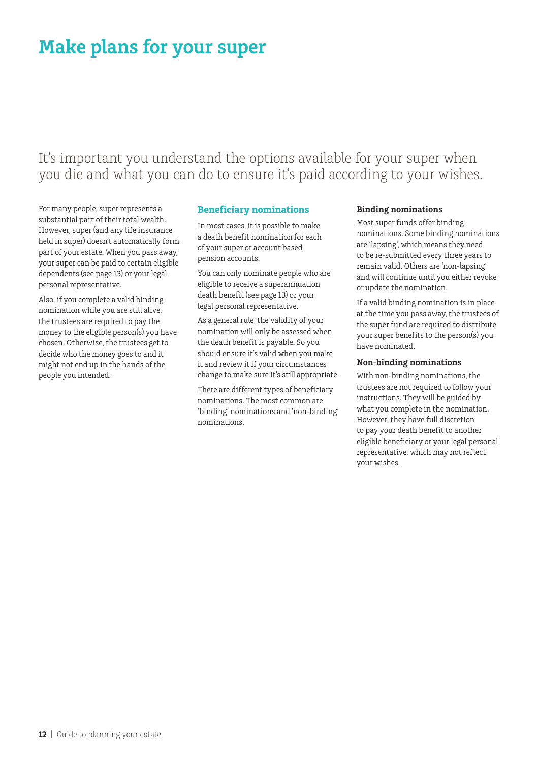# Make plans for your super

It's important you understand the options available for your super when you die and what you can do to ensure it's paid according to your wishes.

For many people, super represents a substantial part of their total wealth. However, super (and any life insurance held in super) doesn't automatically form part of your estate. When you pass away, your super can be paid to certain eligible dependents (see page 13) or your legal personal representative.

Also, if you complete a valid binding nomination while you are still alive, the trustees are required to pay the money to the eligible person(s) you have chosen. Otherwise, the trustees get to decide who the money goes to and it might not end up in the hands of the people you intended.

## Beneficiary nominations

In most cases, it is possible to make a death benefit nomination for each of your super or account based pension accounts.

You can only nominate people who are eligible to receive a superannuation death benefit (see page 13) or your legal personal representative.

As a general rule, the validity of your nomination will only be assessed when the death benefit is payable. So you should ensure it's valid when you make it and review it if your circumstances change to make sure it's still appropriate.

There are different types of beneficiary nominations. The most common are 'binding' nominations and 'non-binding' nominations.

### Binding nominations

Most super funds offer binding nominations. Some binding nominations are 'lapsing', which means they need to be re-submitted every three years to remain valid. Others are 'non-lapsing' and will continue until you either revoke or update the nomination.

If a valid binding nomination is in place at the time you pass away, the trustees of the super fund are required to distribute your super benefits to the person(s) you have nominated.

### Non-binding nominations

With non-binding nominations, the trustees are not required to follow your instructions. They will be guided by what you complete in the nomination. However, they have full discretion to pay your death benefit to another eligible beneficiary or your legal personal representative, which may not reflect your wishes.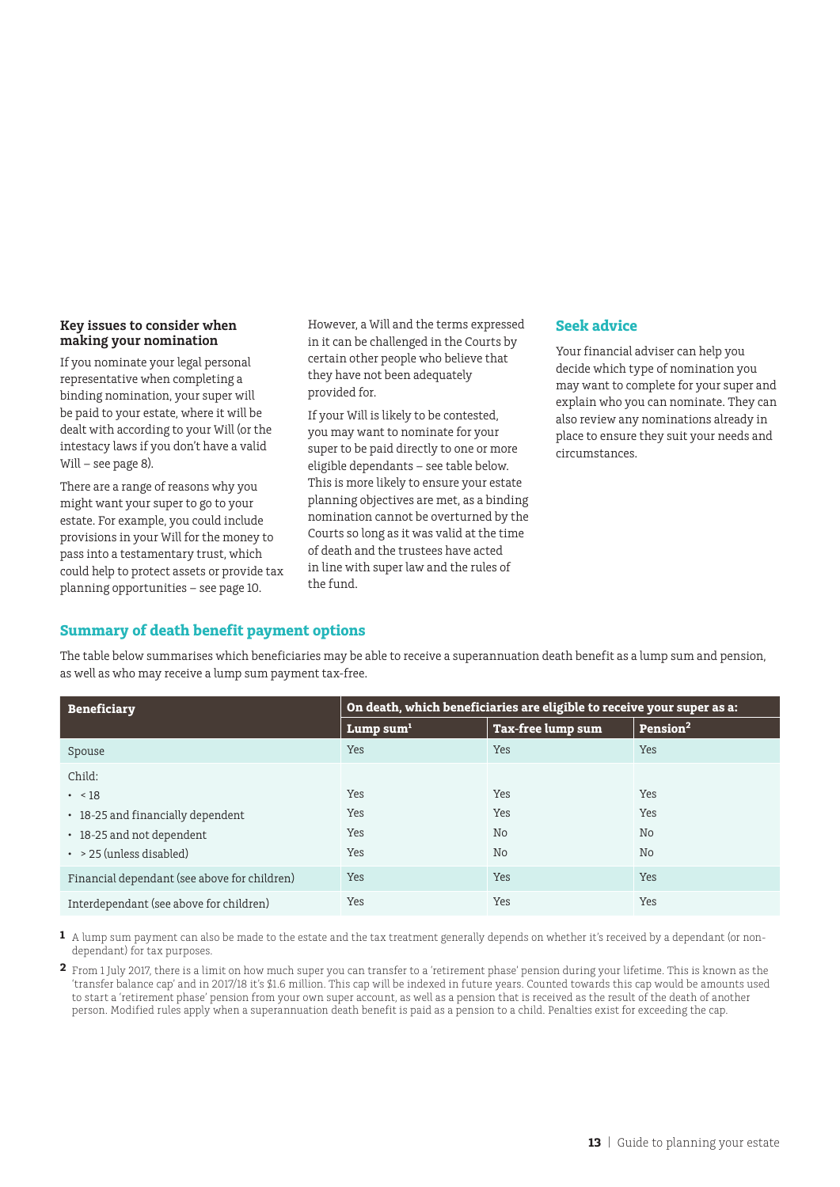### Key issues to consider when making your nomination

If you nominate your legal personal representative when completing a binding nomination, your super will be paid to your estate, where it will be dealt with according to your Will (or the intestacy laws if you don't have a valid Will – see page 8).

There are a range of reasons why you might want your super to go to your estate. For example, you could include provisions in your Will for the money to pass into a testamentary trust, which could help to protect assets or provide tax planning opportunities – see page 10.

However, a Will and the terms expressed in it can be challenged in the Courts by certain other people who believe that they have not been adequately provided for.

If your Will is likely to be contested, you may want to nominate for your super to be paid directly to one or more eligible dependants – see table below. This is more likely to ensure your estate planning objectives are met, as a binding nomination cannot be overturned by the Courts so long as it was valid at the time of death and the trustees have acted in line with super law and the rules of the fund.

## Seek advice

Your financial adviser can help you decide which type of nomination you may want to complete for your super and explain who you can nominate. They can also review any nominations already in place to ensure they suit your needs and circumstances.

## Summary of death benefit payment options

The table below summarises which beneficiaries may be able to receive a superannuation death benefit as a lump sum and pension, as well as who may receive a lump sum payment tax-free.

| Beneficiary | On death, which beneficiaries are eligible to receive your super as a: | | |
|---|---|---|---|
| | Lump sum[1] | Tax-free lump sum | Pension[2] |
| Spouse | Yes | Yes | Yes |
| Child: | | | |
| • < 18 | Yes | Yes | Yes |
| • 18-25 and financially dependent | Yes | Yes | Yes |
| • 18-25 and not dependent | Yes | No | No |
| • > 25 (unless disabled) | Yes | No | No |
| Financial dependant (see above for children) | Yes | Yes | Yes |
| Interdependant (see above for children) | Yes | Yes | Yes |

1 A lump sum payment can also be made to the estate and the tax treatment generally depends on whether it's received by a dependant (or non-dependant) for tax purposes.

2 From 1 July 2017, there is a limit on how much super you can transfer to a 'retirement phase' pension during your lifetime. This is known as the 'transfer balance cap' and in 2017/18 it's $1.6 million. This cap will be indexed in future years. Counted towards this cap would be amounts used to start a 'retirement phase' pension from your own super account, as well as a pension that is received as the result of the death of another person. Modified rules apply when a superannuation death benefit is paid as a pension to a child. Penalties exist for exceeding the cap.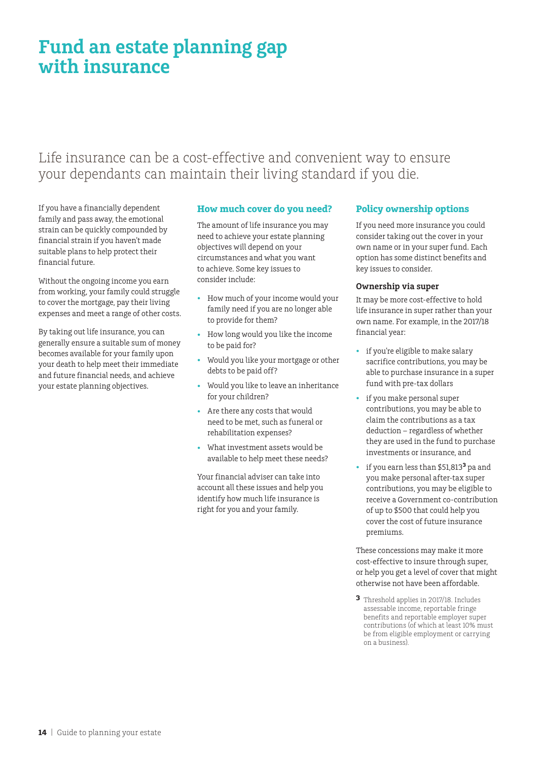# Fund an estate planning gap with insurance

Life insurance can be a cost-effective and convenient way to ensure your dependants can maintain their living standard if you die.

If you have a financially dependent family and pass away, the emotional strain can be quickly compounded by financial strain if you haven't made suitable plans to help protect their financial future.

Without the ongoing income you earn from working, your family could struggle to cover the mortgage, pay their living expenses and meet a range of other costs.

By taking out life insurance, you can generally ensure a suitable sum of money becomes available for your family upon your death to help meet their immediate and future financial needs, and achieve your estate planning objectives.

## How much cover do you need?

The amount of life insurance you may need to achieve your estate planning objectives will depend on your circumstances and what you want to achieve. Some key issues to consider include:

- How much of your income would your family need if you are no longer able to provide for them?
- How long would you like the income to be paid for?
- Would you like your mortgage or other debts to be paid off?
- Would you like to leave an inheritance for your children?
- Are there any costs that would need to be met, such as funeral or rehabilitation expenses?
- What investment assets would be available to help meet these needs?

Your financial adviser can take into account all these issues and help you identify how much life insurance is right for you and your family.

## Policy ownership options

If you need more insurance you could consider taking out the cover in your own name or in your super fund. Each option has some distinct benefits and key issues to consider.

### Ownership via super

It may be more cost-effective to hold life insurance in super rather than your own name. For example, in the 2017/18 financial year:

- if you're eligible to make salary sacrifice contributions, you may be able to purchase insurance in a super fund with pre-tax dollars
- if you make personal super contributions, you may be able to claim the contributions as a tax deduction – regardless of whether they are used in the fund to purchase investments or insurance, and
- if you earn less than $51,813[3] pa and you make personal after-tax super contributions, you may be eligible to receive a Government co-contribution of up to $500 that could help you cover the cost of future insurance premiums.

These concessions may make it more cost-effective to insure through super, or help you get a level of cover that might otherwise not have been affordable.

[3] Threshold applies in 2017/18. Includes assessable income, reportable fringe benefits and reportable employer super contributions (of which at least 10% must be from eligible employment or carrying on a business).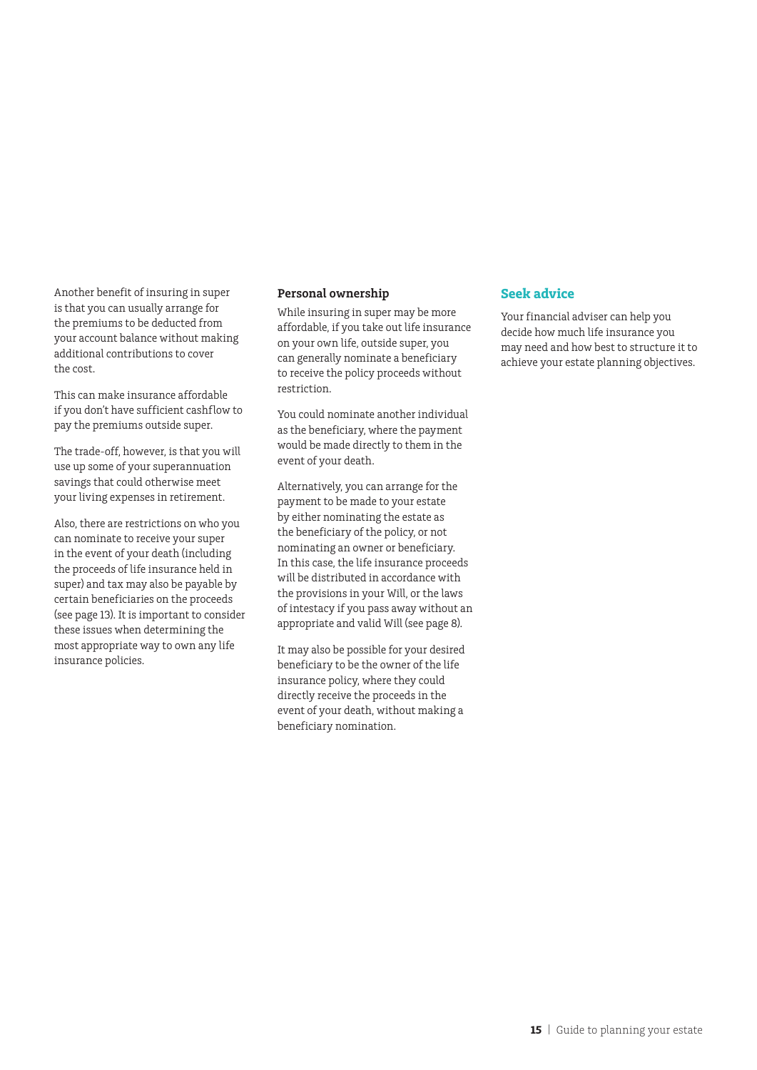Another benefit of insuring in super is that you can usually arrange for the premiums to be deducted from your account balance without making additional contributions to cover the cost.

This can make insurance affordable if you don't have sufficient cashflow to pay the premiums outside super.

The trade-off, however, is that you will use up some of your superannuation savings that could otherwise meet your living expenses in retirement.

Also, there are restrictions on who you can nominate to receive your super in the event of your death (including the proceeds of life insurance held in super) and tax may also be payable by certain beneficiaries on the proceeds (see page 13). It is important to consider these issues when determining the most appropriate way to own any life insurance policies.

**Personal ownership**

While insuring in super may be more affordable, if you take out life insurance on your own life, outside super, you can generally nominate a beneficiary to receive the policy proceeds without restriction.

You could nominate another individual as the beneficiary, where the payment would be made directly to them in the event of your death.

Alternatively, you can arrange for the payment to be made to your estate by either nominating the estate as the beneficiary of the policy, or not nominating an owner or beneficiary. In this case, the life insurance proceeds will be distributed in accordance with the provisions in your Will, or the laws of intestacy if you pass away without an appropriate and valid Will (see page 8).

It may also be possible for your desired beneficiary to be the owner of the life insurance policy, where they could directly receive the proceeds in the event of your death, without making a beneficiary nomination.

## Seek advice

Your financial adviser can help you decide how much life insurance you may need and how best to structure it to achieve your estate planning objectives.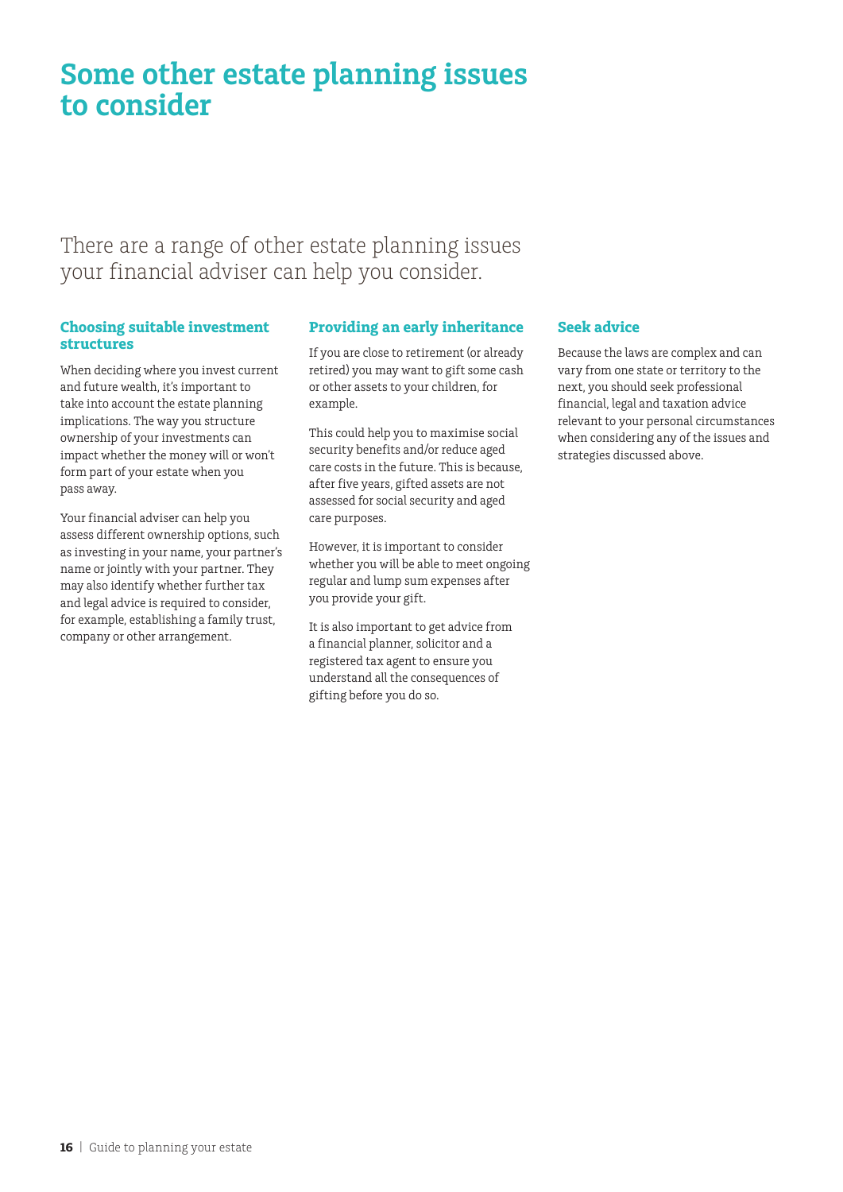# Some other estate planning issues to consider

There are a range of other estate planning issues your financial adviser can help you consider.

## Choosing suitable investment structures

When deciding where you invest current and future wealth, it's important to take into account the estate planning implications. The way you structure ownership of your investments can impact whether the money will or won't form part of your estate when you pass away.

Your financial adviser can help you assess different ownership options, such as investing in your name, your partner's name or jointly with your partner. They may also identify whether further tax and legal advice is required to consider, for example, establishing a family trust, company or other arrangement.

## Providing an early inheritance

If you are close to retirement (or already retired) you may want to gift some cash or other assets to your children, for example.

This could help you to maximise social security benefits and/or reduce aged care costs in the future. This is because, after five years, gifted assets are not assessed for social security and aged care purposes.

However, it is important to consider whether you will be able to meet ongoing regular and lump sum expenses after you provide your gift.

It is also important to get advice from a financial planner, solicitor and a registered tax agent to ensure you understand all the consequences of gifting before you do so.

## Seek advice

Because the laws are complex and can vary from one state or territory to the next, you should seek professional financial, legal and taxation advice relevant to your personal circumstances when considering any of the issues and strategies discussed above.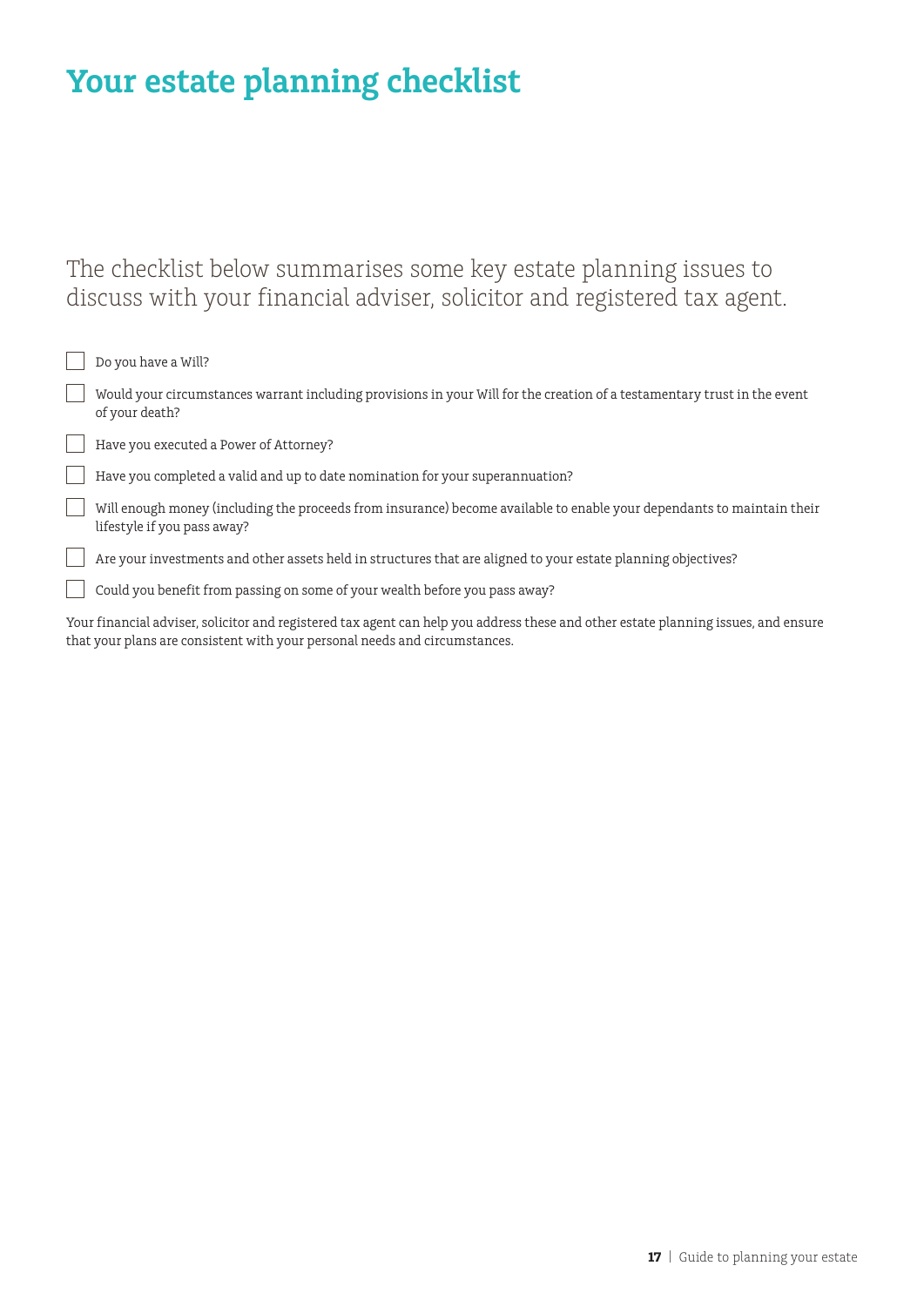# Your estate planning checklist

The checklist below summarises some key estate planning issues to discuss with your financial adviser, solicitor and registered tax agent.

- [ ] Do you have a Will?
- [ ] Would your circumstances warrant including provisions in your Will for the creation of a testamentary trust in the event of your death?
- [ ] Have you executed a Power of Attorney?
- [ ] Have you completed a valid and up to date nomination for your superannuation?
- [ ] Will enough money (including the proceeds from insurance) become available to enable your dependants to maintain their lifestyle if you pass away?
- [ ] Are your investments and other assets held in structures that are aligned to your estate planning objectives?
- [ ] Could you benefit from passing on some of your wealth before you pass away?

Your financial adviser, solicitor and registered tax agent can help you address these and other estate planning issues, and ensure that your plans are consistent with your personal needs and circumstances.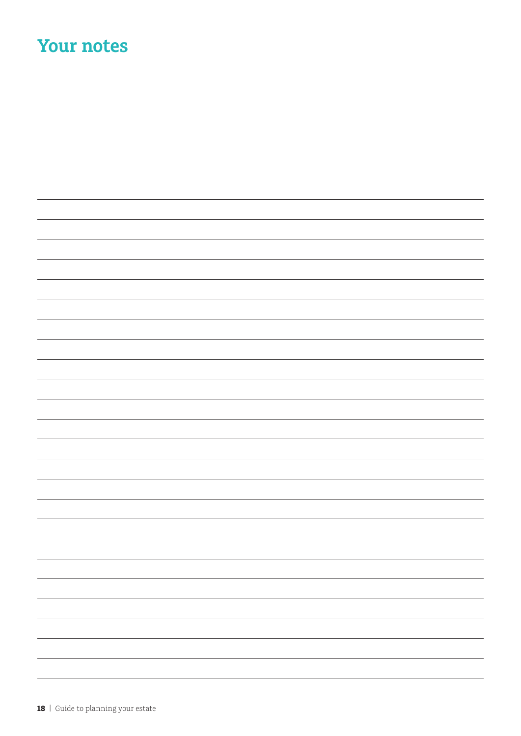# Your notes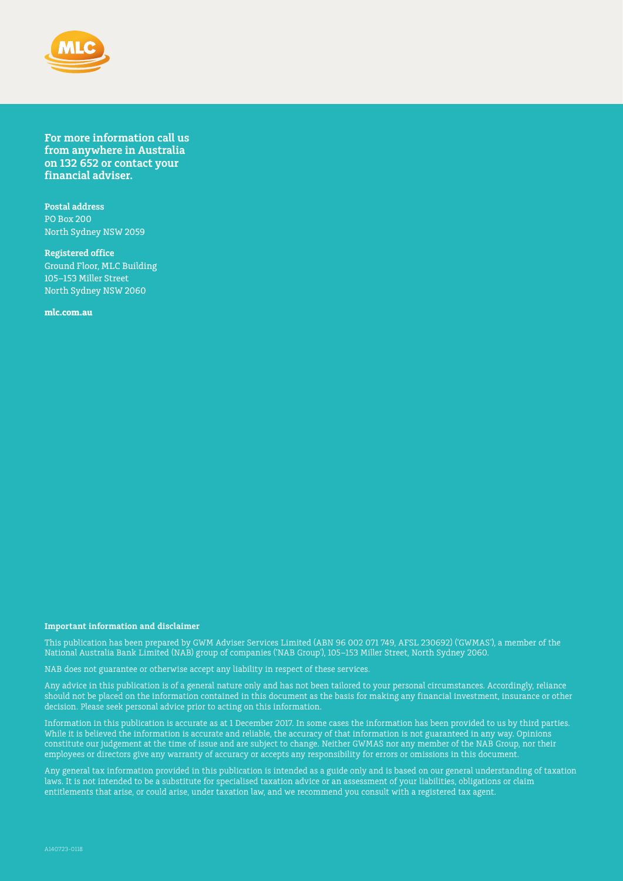**For more information call us from anywhere in Australia on 132 652 or contact your financial adviser.**

**Postal address**
PO Box 200
North Sydney NSW 2059

**Registered office**
Ground Floor, MLC Building
105–153 Miller Street
North Sydney NSW 2060

**mlc.com.au**

**Important information and disclaimer**

This publication has been prepared by GWM Adviser Services Limited (ABN 96 002 071 749, AFSL 230692) ('GWMAS'), a member of the National Australia Bank Limited (NAB) group of companies ('NAB Group'), 105–153 Miller Street, North Sydney 2060.

NAB does not guarantee or otherwise accept any liability in respect of these services.

Any advice in this publication is of a general nature only and has not been tailored to your personal circumstances. Accordingly, reliance should not be placed on the information contained in this document as the basis for making any financial investment, insurance or other decision. Please seek personal advice prior to acting on this information.

Information in this publication is accurate as at 1 December 2017. In some cases the information has been provided to us by third parties. While it is believed the information is accurate and reliable, the accuracy of that information is not guaranteed in any way. Opinions constitute our judgement at the time of issue and are subject to change. Neither GWMAS nor any member of the NAB Group, nor their employees or directors give any warranty of accuracy or accepts any responsibility for errors or omissions in this document.

Any general tax information provided in this publication is intended as a guide only and is based on our general understanding of taxation laws. It is not intended to be a substitute for specialised taxation advice or an assessment of your liabilities, obligations or claim entitlements that arise, or could arise, under taxation law, and we recommend you consult with a registered tax agent.

A140723-0118